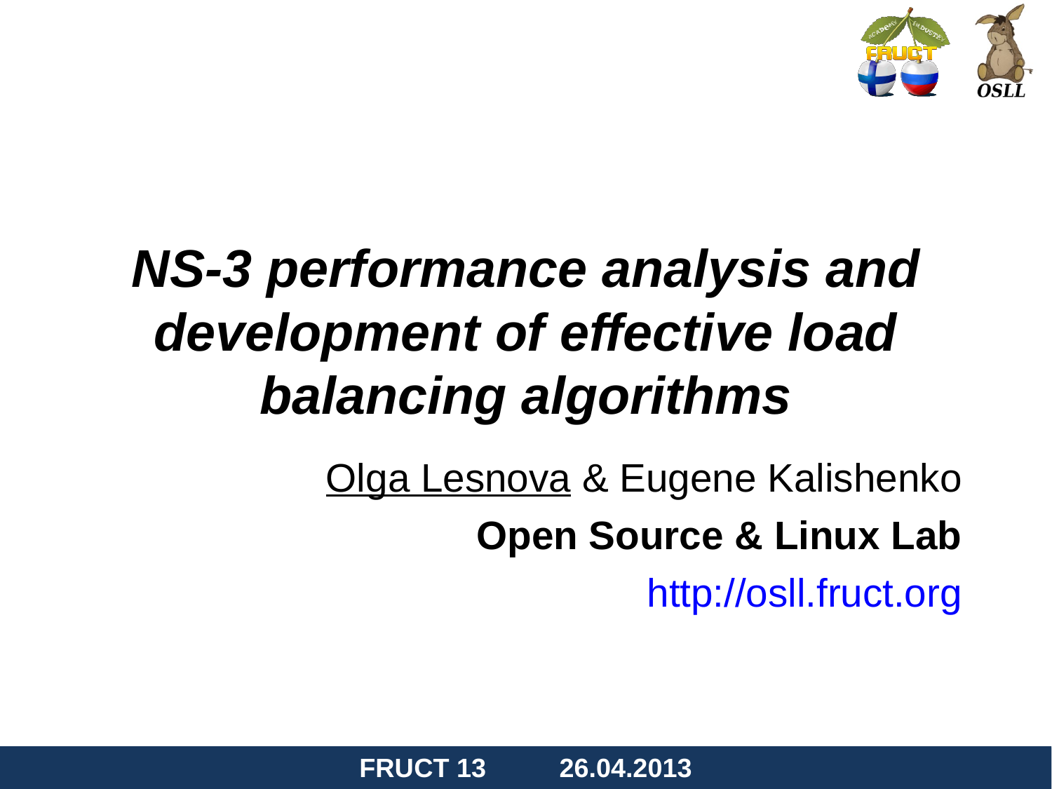# *NS-3 performance analysis and development of effective load balancing algorithms*

Olga Lesnova & Eugene Kalishenko

**Open Source & Linux Lab**

http://osll.fruct.org

**FRUCT 13 26.04.2013**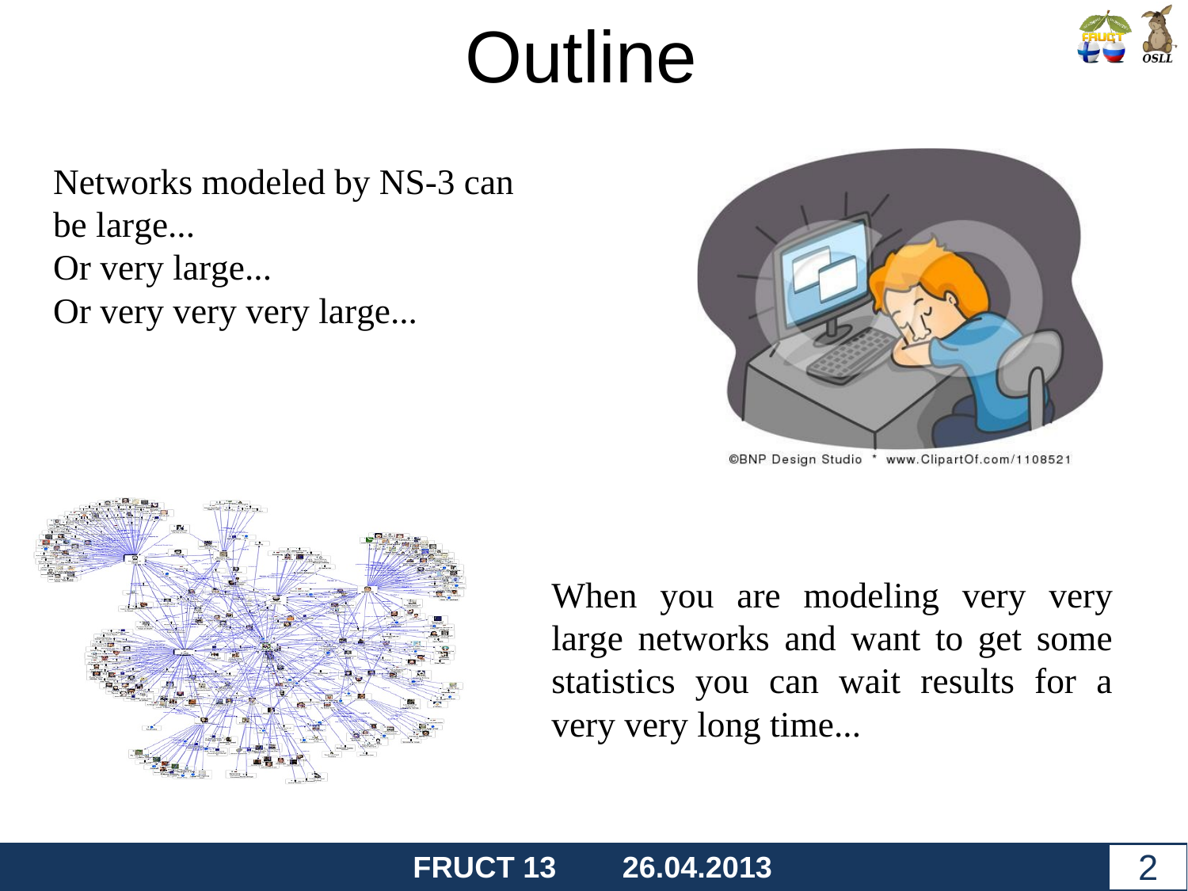# Outline

Networks modeled by NS-3 can be large...
Or very large...
Or very very very large...

©BNP Design Studio * www.ClipartOf.com/1108521

When you are modeling very very large networks and want to get some statistics you can wait results for a very very long time...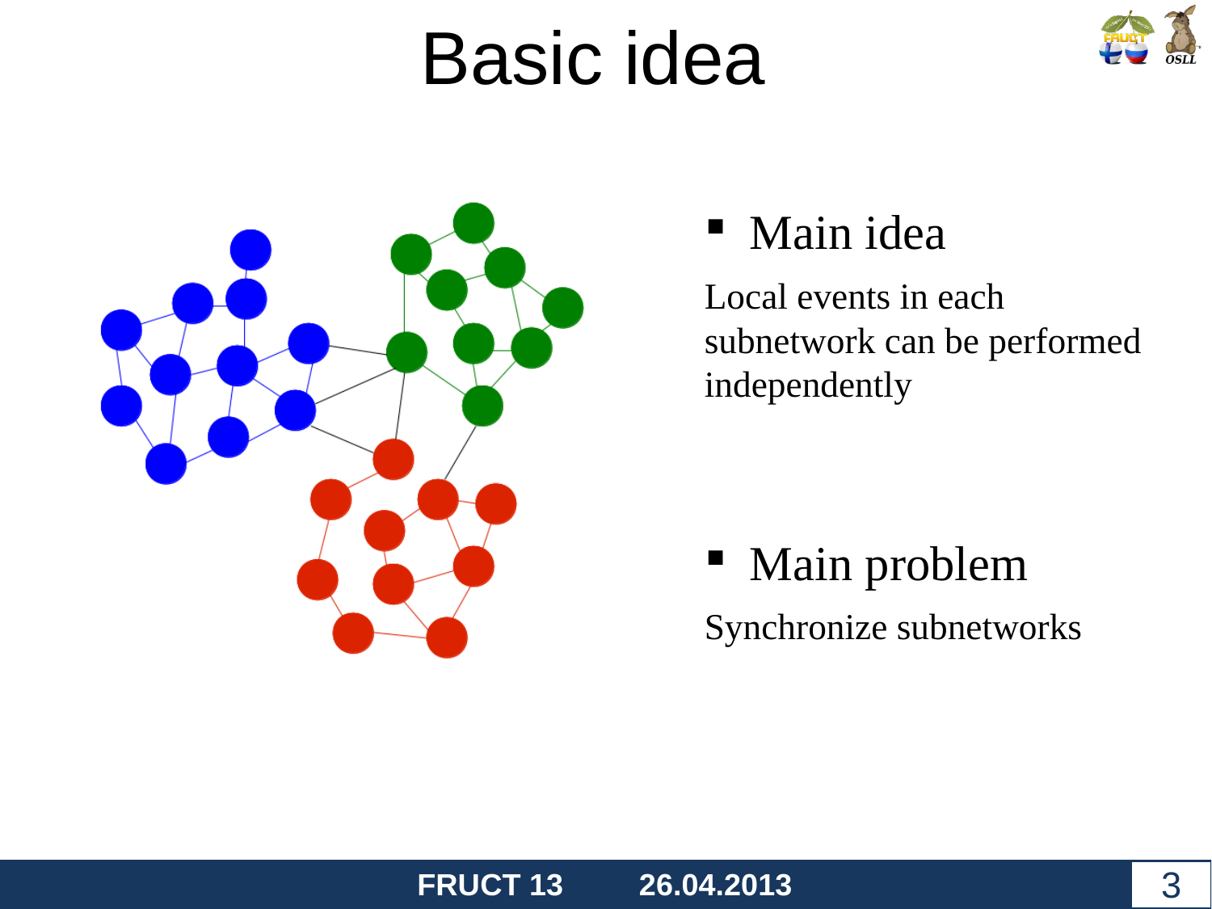# Basic idea

- Main idea

Local events in each subnetwork can be performed independently

- Main problem

Synchronize subnetworks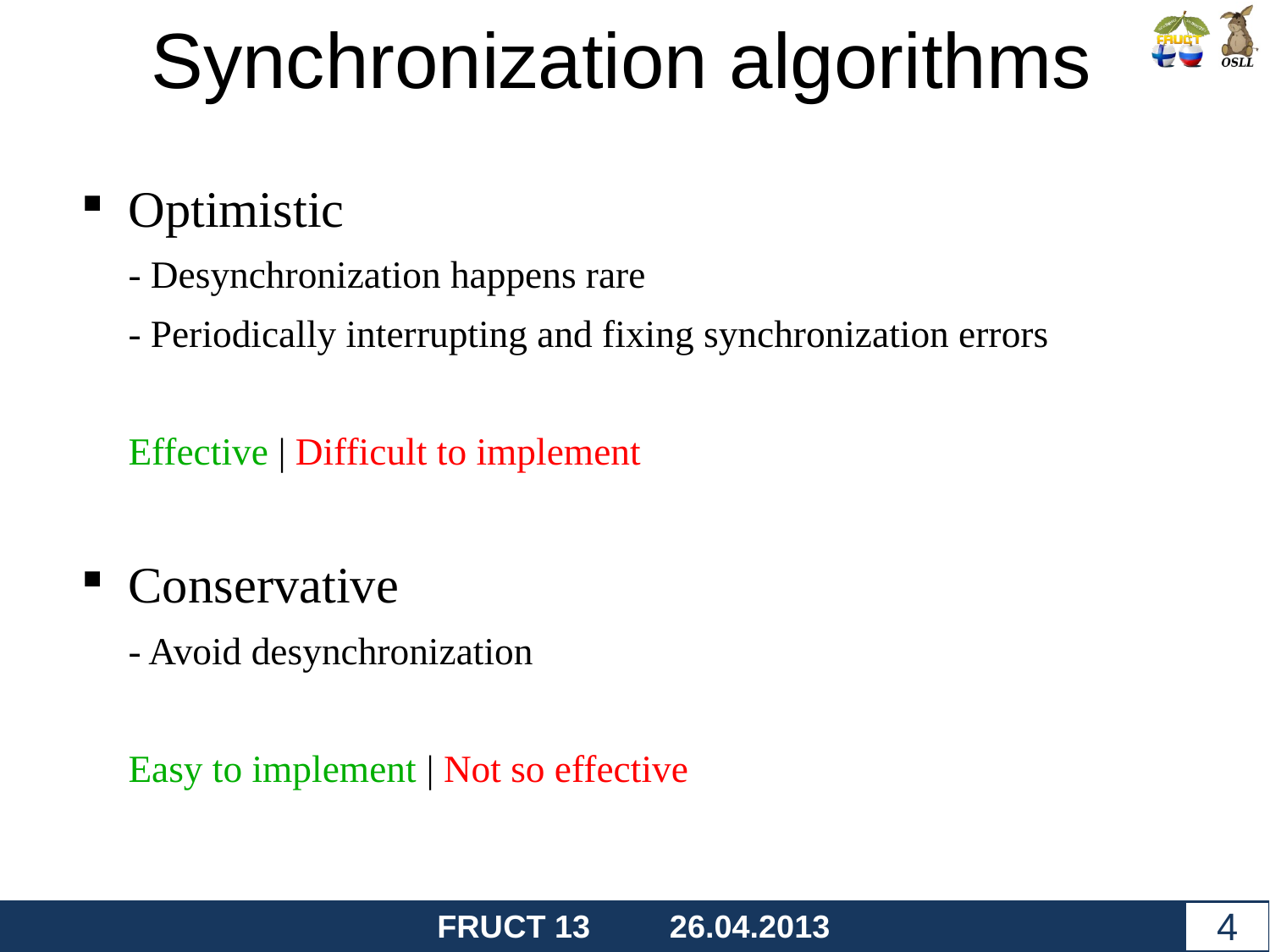# Synchronization algorithms

- Optimistic

  - Desynchronization happens rare

  - Periodically interrupting and fixing synchronization errors

  Effective | Difficult to implement

- Conservative

  - Avoid desynchronization

  Easy to implement | Not so effective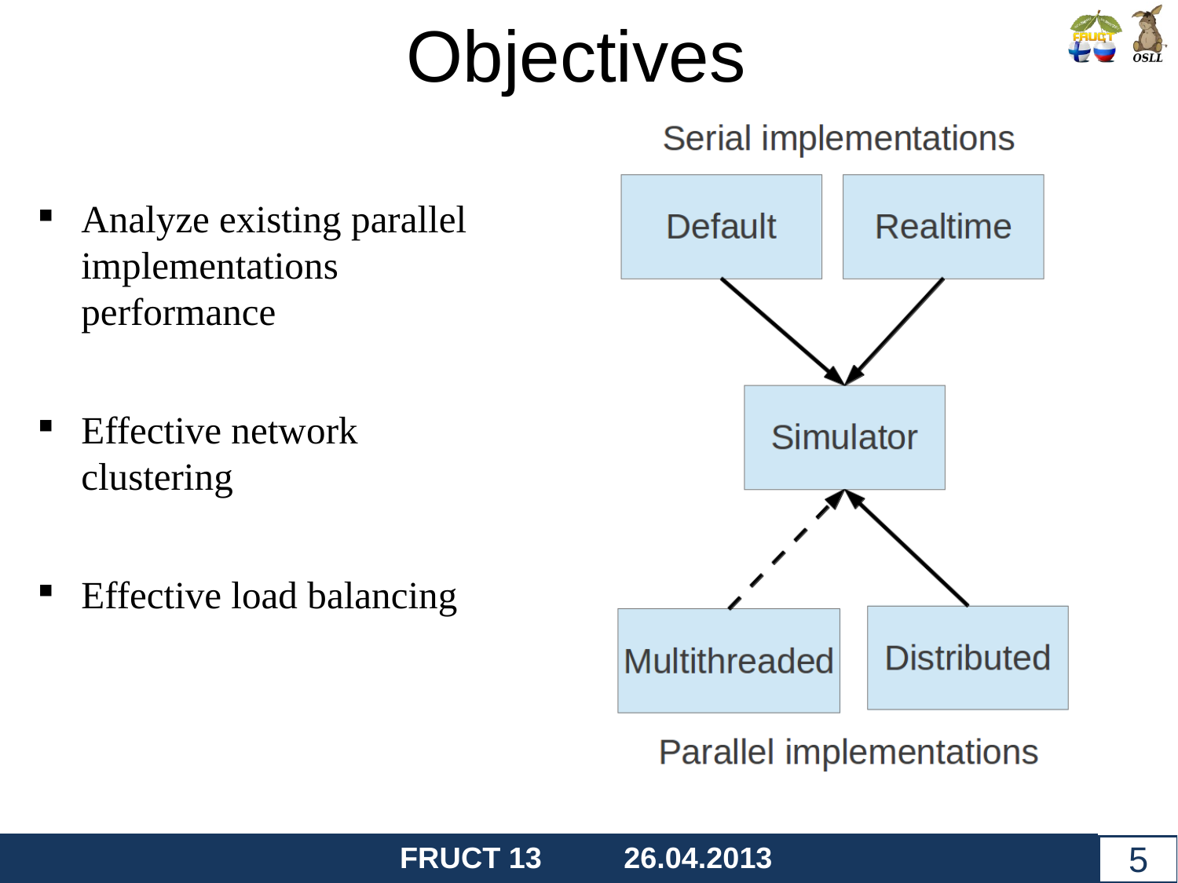# Objectives

- Analyze existing parallel implementations performance
- Effective network clustering
- Effective load balancing

Serial implementations

Default

Realtime

Simulator

Multithreaded

Distributed

Parallel implementations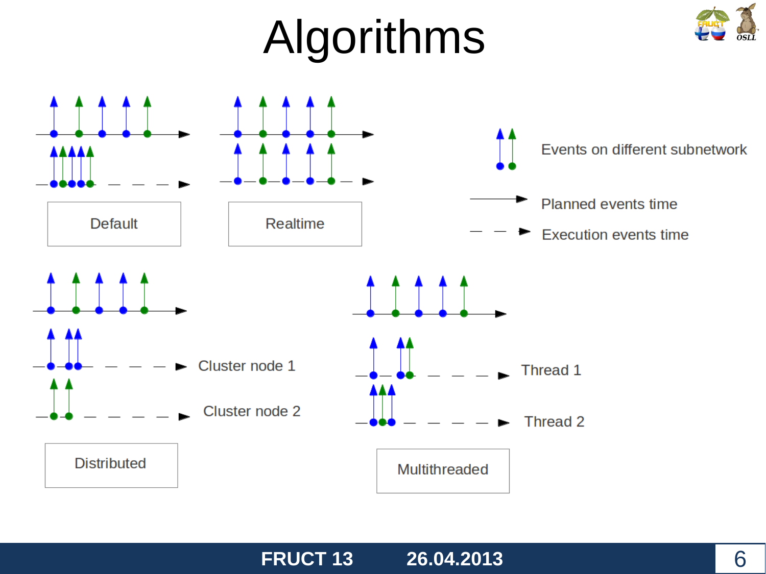# Algorithms

Default

Realtime

Events on different subnetwork

Planned events time

Execution events time

Cluster node 1

Cluster node 2

Distributed

Thread 1

Thread 2

Multithreaded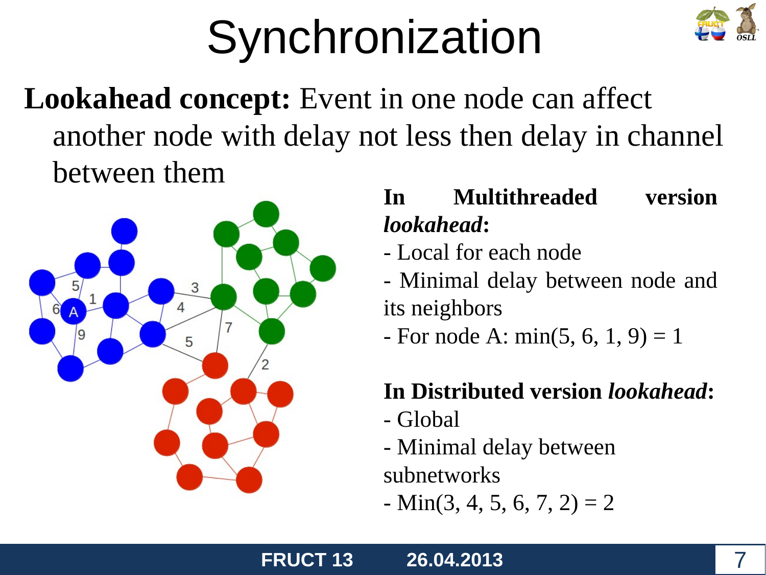# Synchronization

**Lookahead concept:** Event in one node can affect another node with delay not less then delay in channel between them

**In Multithreaded version *lookahead*:**

- Local for each node
- Minimal delay between node and its neighbors
- For node A: min(5, 6, 1, 9) = 1

**In Distributed version *lookahead*:**

- Global
- Minimal delay between subnetworks
- Min(3, 4, 5, 6, 7, 2) = 2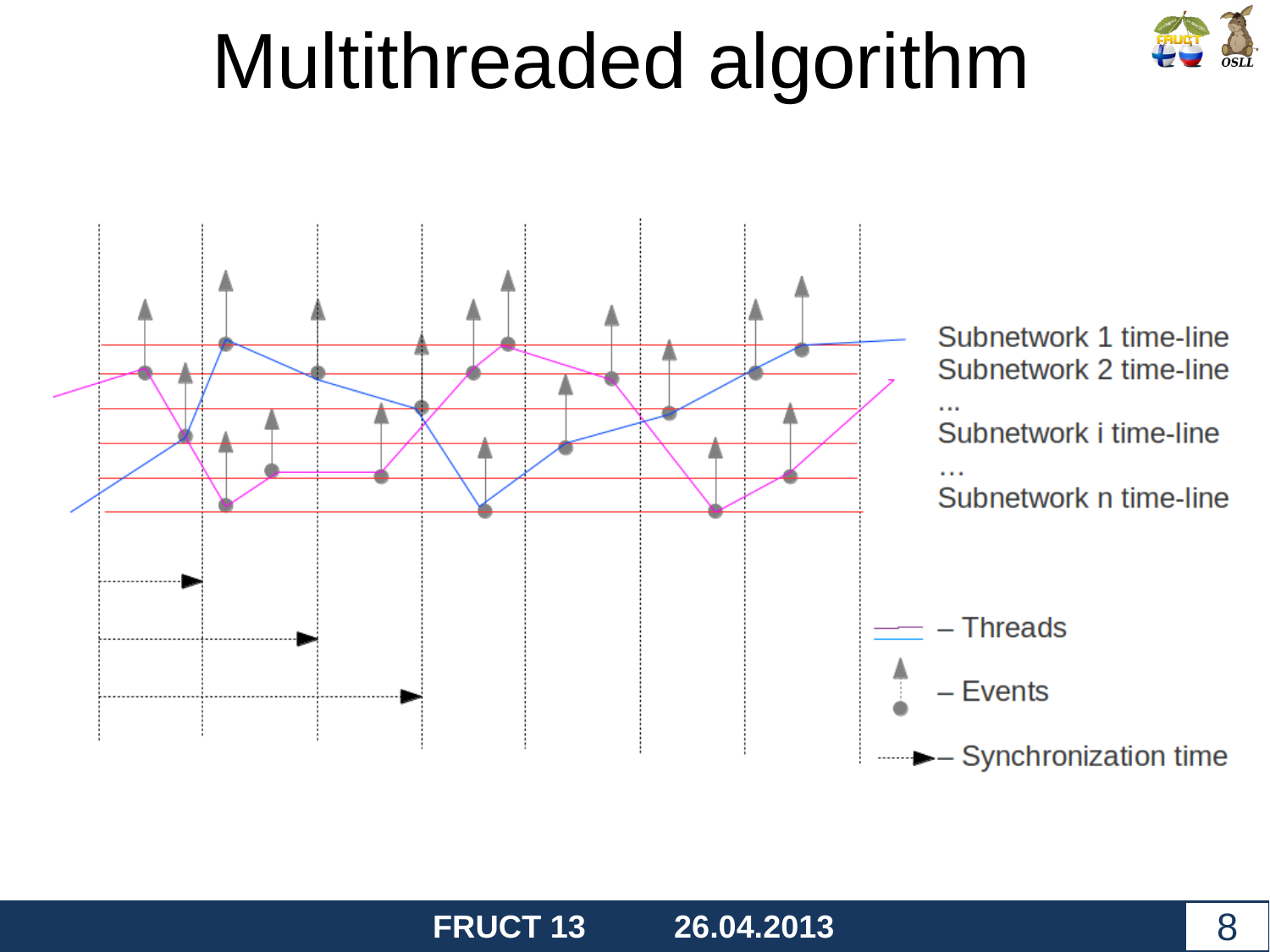# Multithreaded algorithm

Subnetwork 1 time-line
Subnetwork 2 time-line
...
Subnetwork i time-line
...
Subnetwork n time-line

– Threads

– Events

– Synchronization time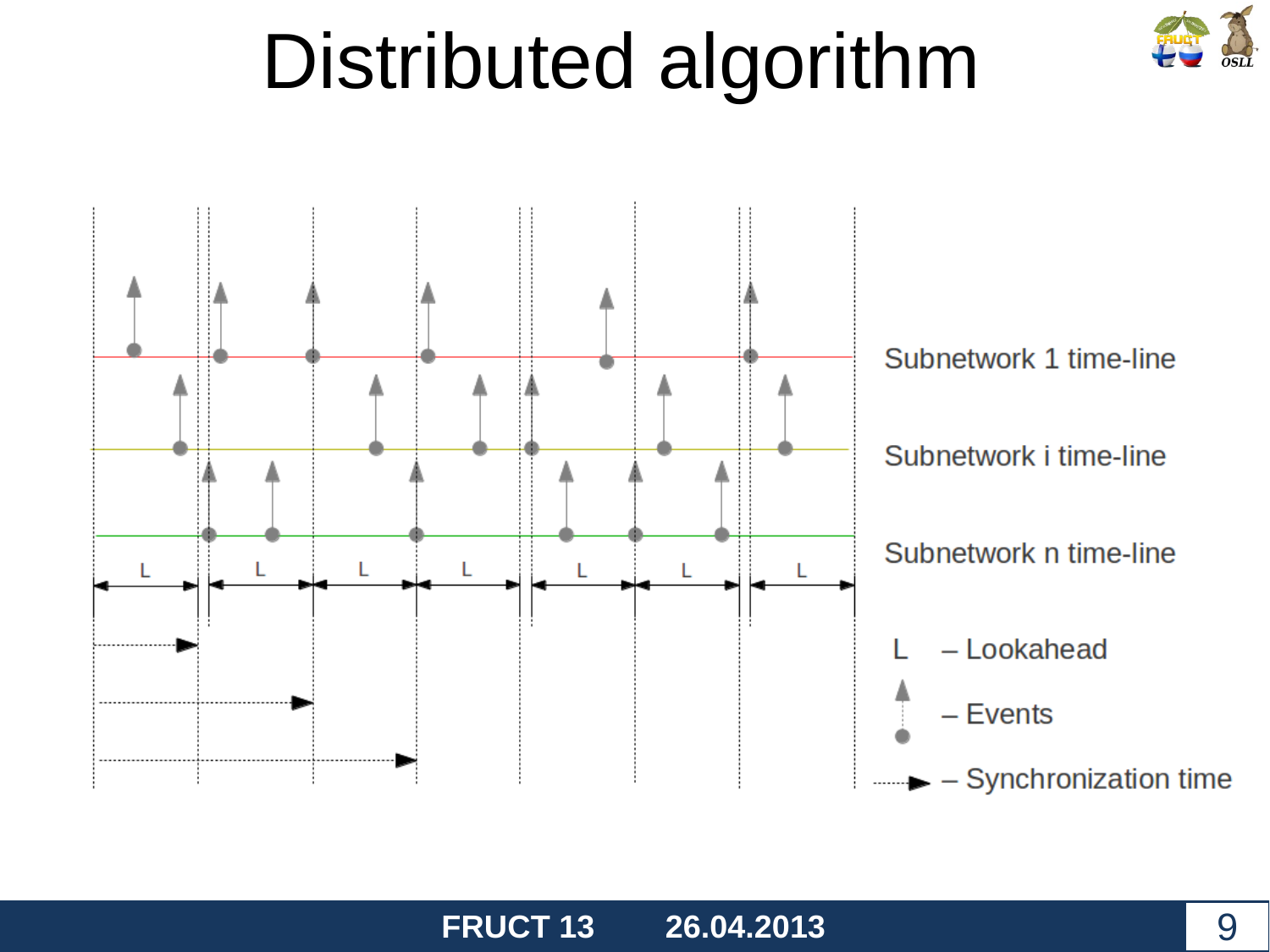# Distributed algorithm

Subnetwork 1 time-line

Subnetwork i time-line

Subnetwork n time-line

L – Lookahead

– Events

– Synchronization time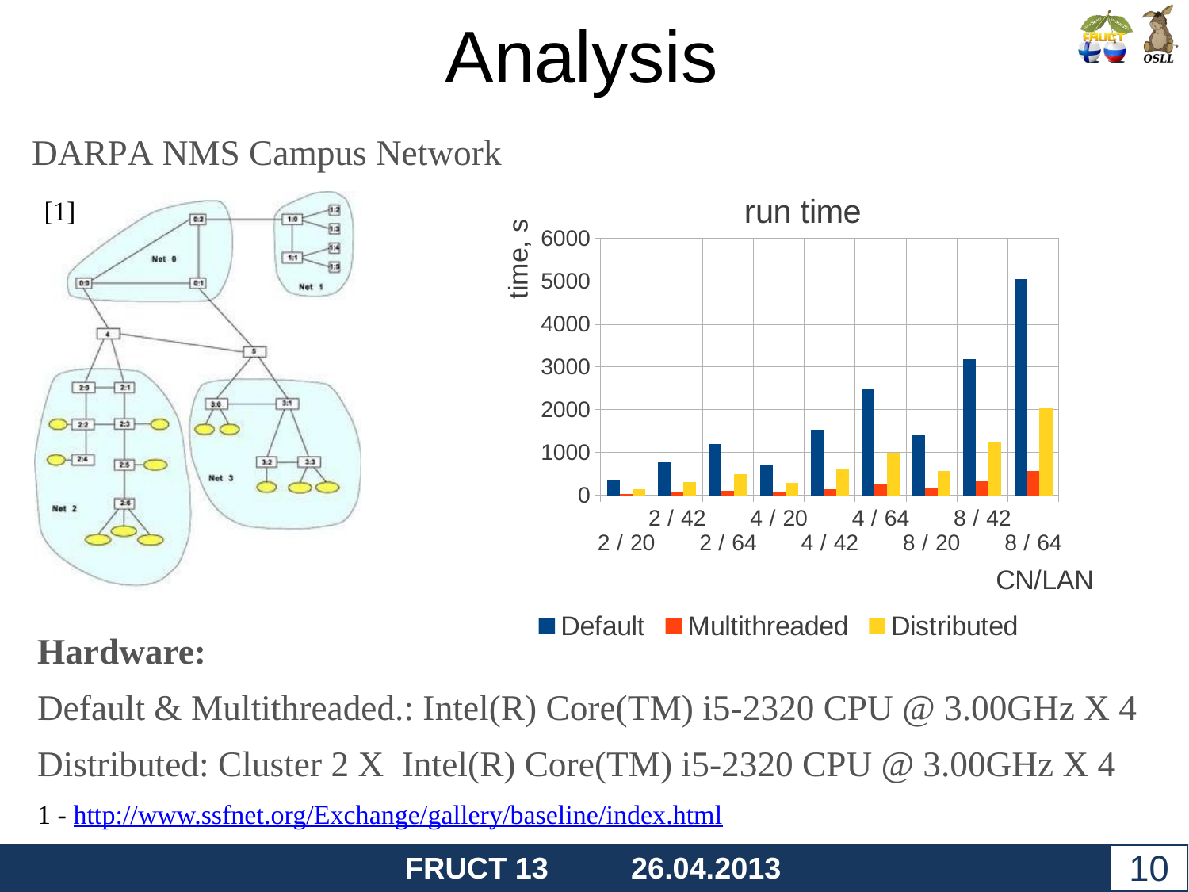# Analysis

DARPA NMS Campus Network

[1]

**Hardware:**

Default & Multithreaded.: Intel(R) Core(TM) i5-2320 CPU @ 3.00GHz X 4

Distributed: Cluster 2 X Intel(R) Core(TM) i5-2320 CPU @ 3.00GHz X 4

1 - http://www.ssfnet.org/Exchange/gallery/baseline/index.html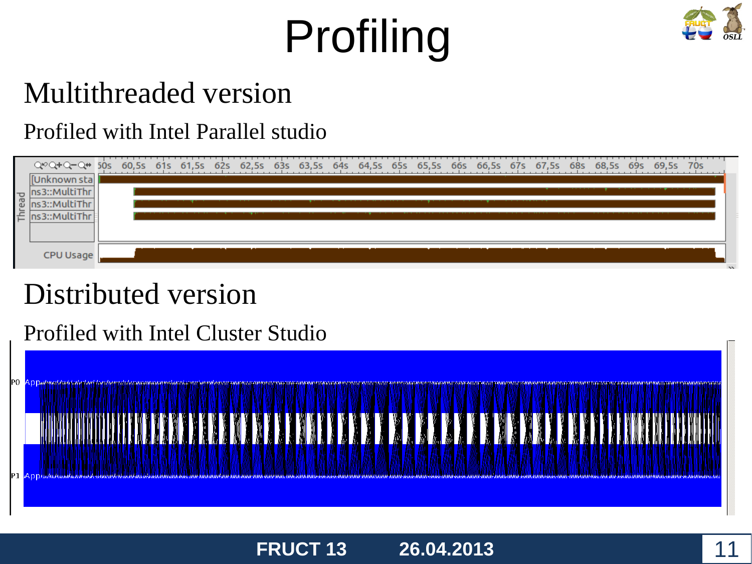# Profiling

## Multithreaded version

Profiled with Intel Parallel studio

## Distributed version

Profiled with Intel Cluster Studio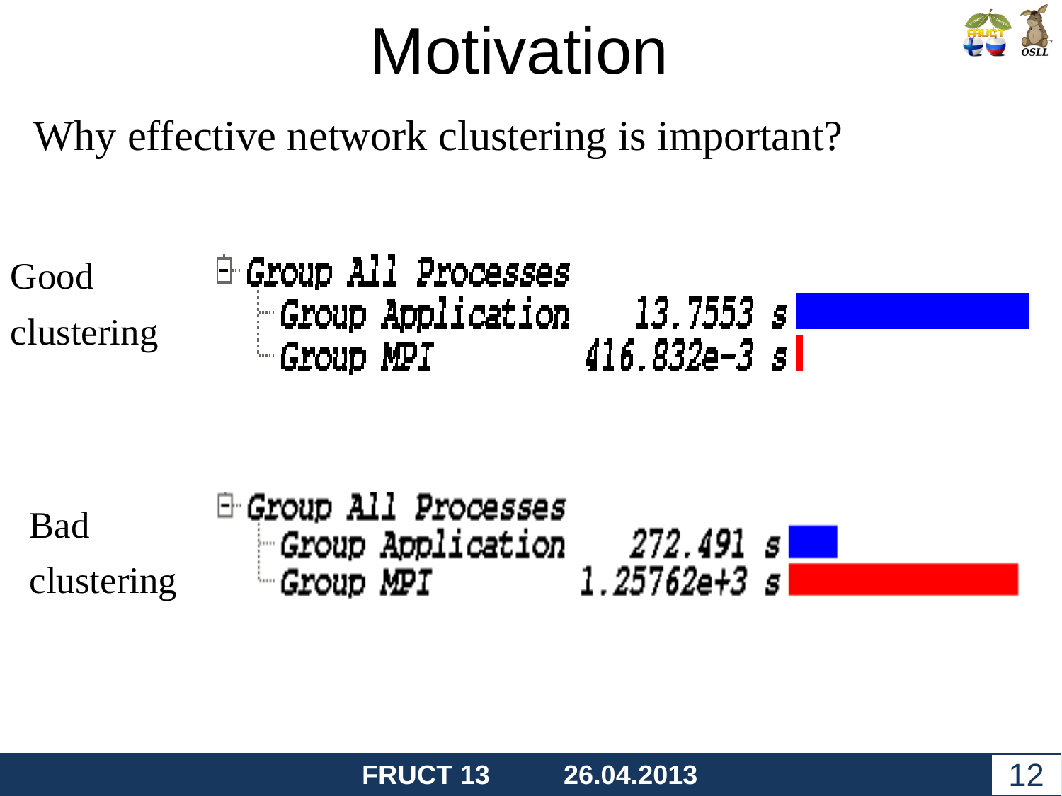# Motivation

Why effective network clustering is important?

**Good clustering**

| Group All Processes | |
|---|---|
| Group Application | 13.7553 s |
| Group MPI | 416.832e-3 s |

**Bad clustering**

| Group All Processes | |
|---|---|
| Group Application | 272.491 s |
| Group MPI | 1.25762e+3 s |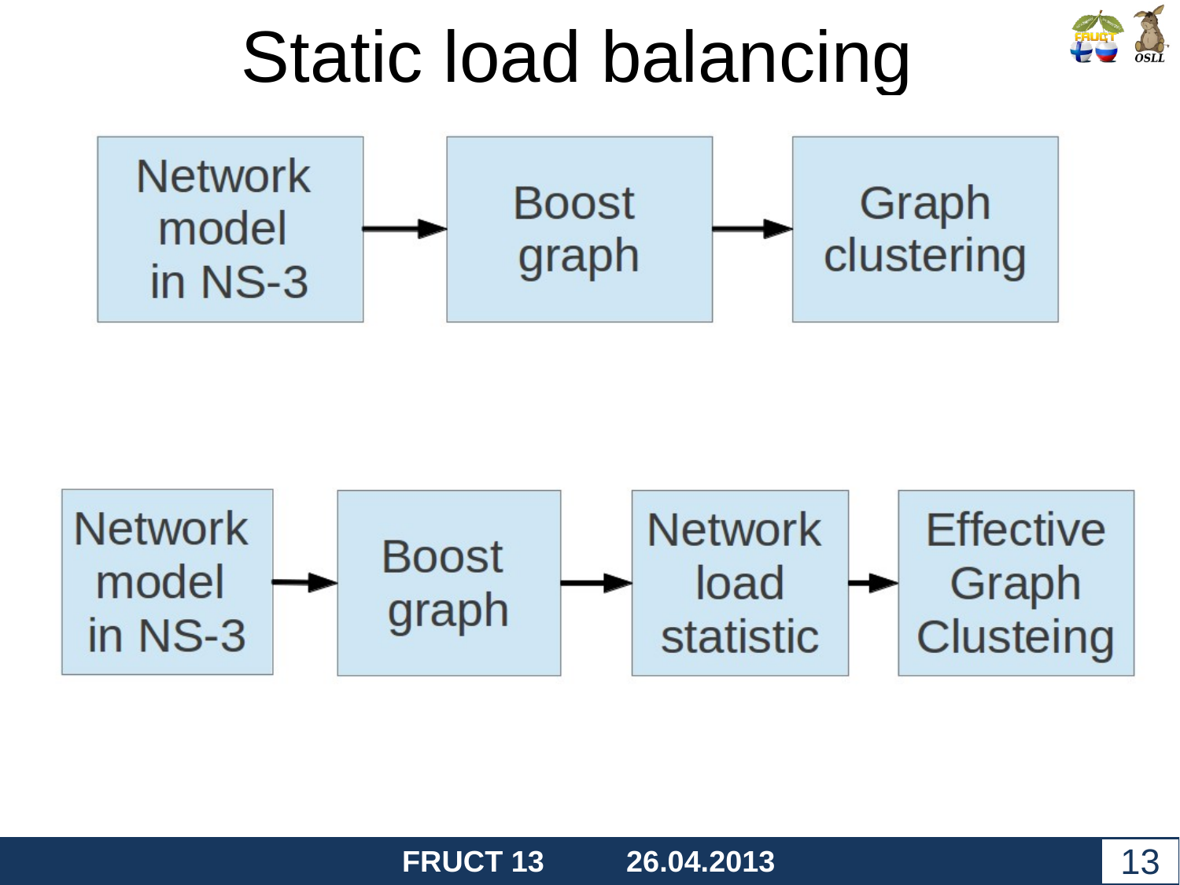# Static load balancing

Network model in NS-3 → Boost graph → Graph clustering

Network model in NS-3 → Boost graph → Network load statistic → Effective Graph Clusteing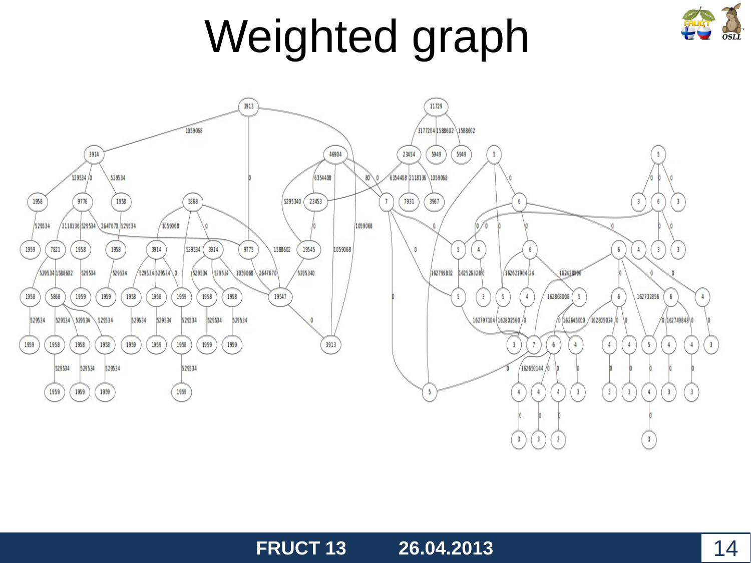# Weighted graph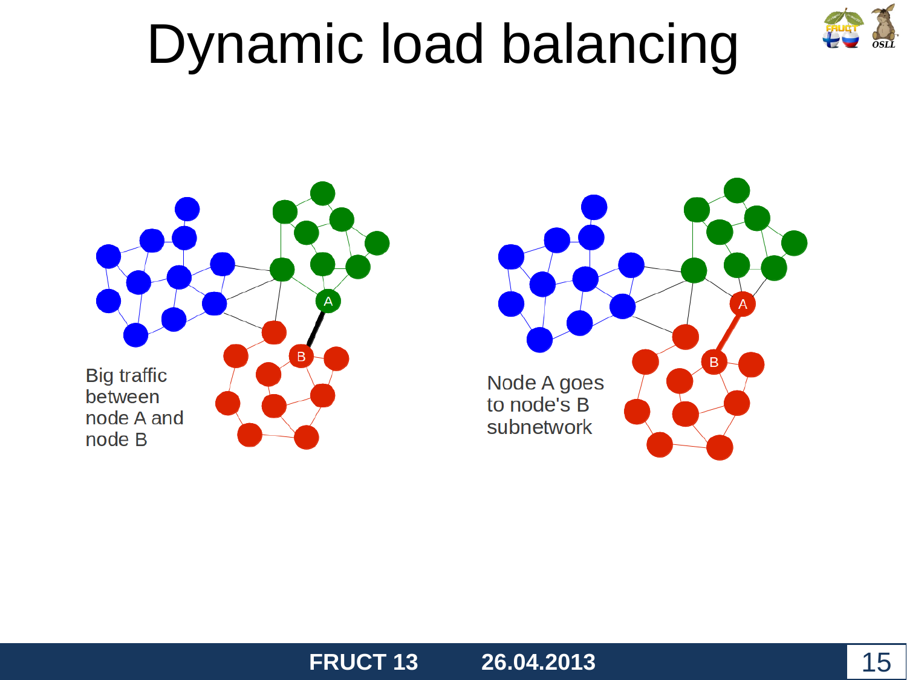# Dynamic load balancing

Big traffic between node A and node B

Node A goes to node's B subnetwork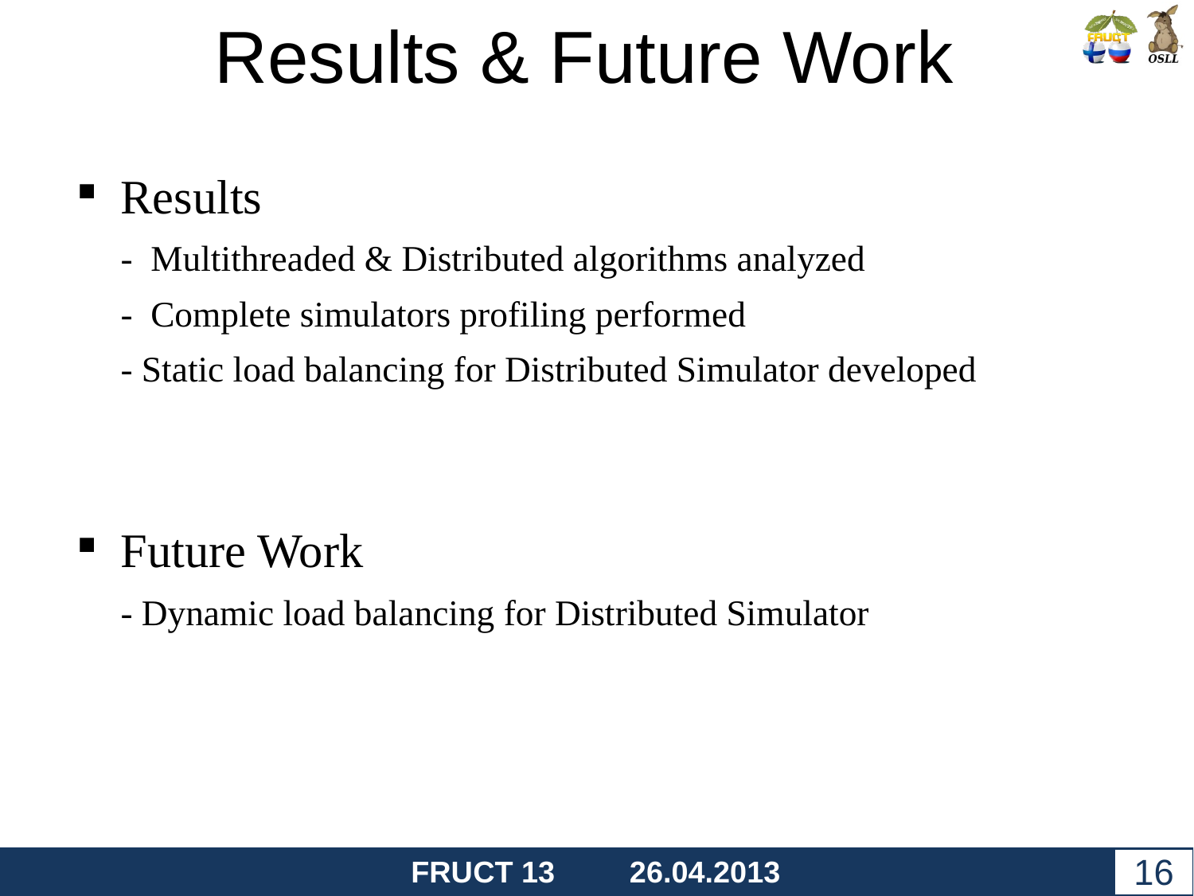# Results & Future Work

- Results
  - Multithreaded & Distributed algorithms analyzed
  - Complete simulators profiling performed
  - Static load balancing for Distributed Simulator developed

- Future Work
  - Dynamic load balancing for Distributed Simulator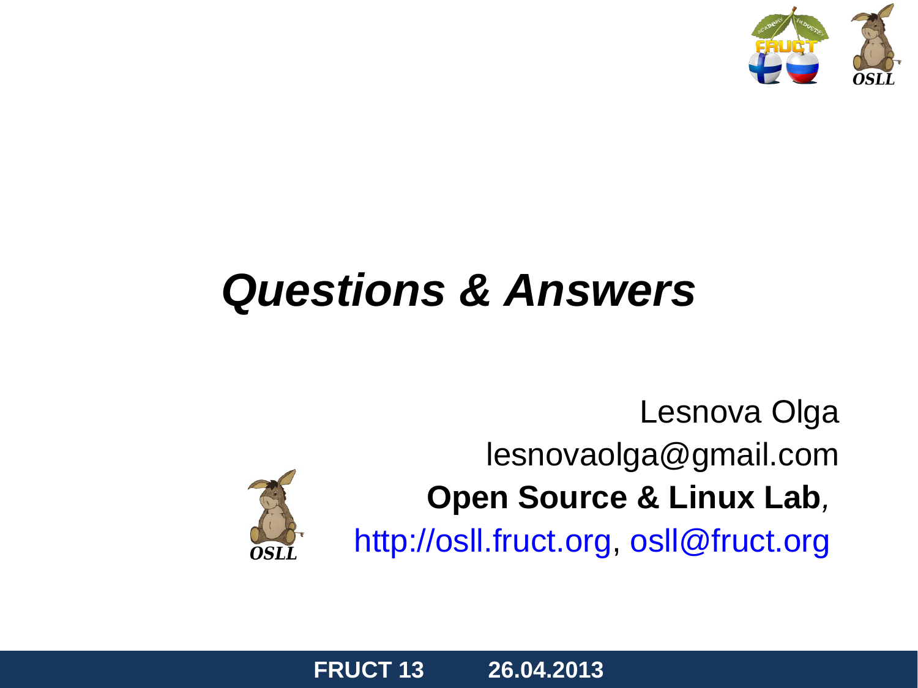# *Questions & Answers*

Lesnova Olga

lesnovaolga@gmail.com

**Open Source & Linux Lab**,

http://osll.fruct.org, osll@fruct.org